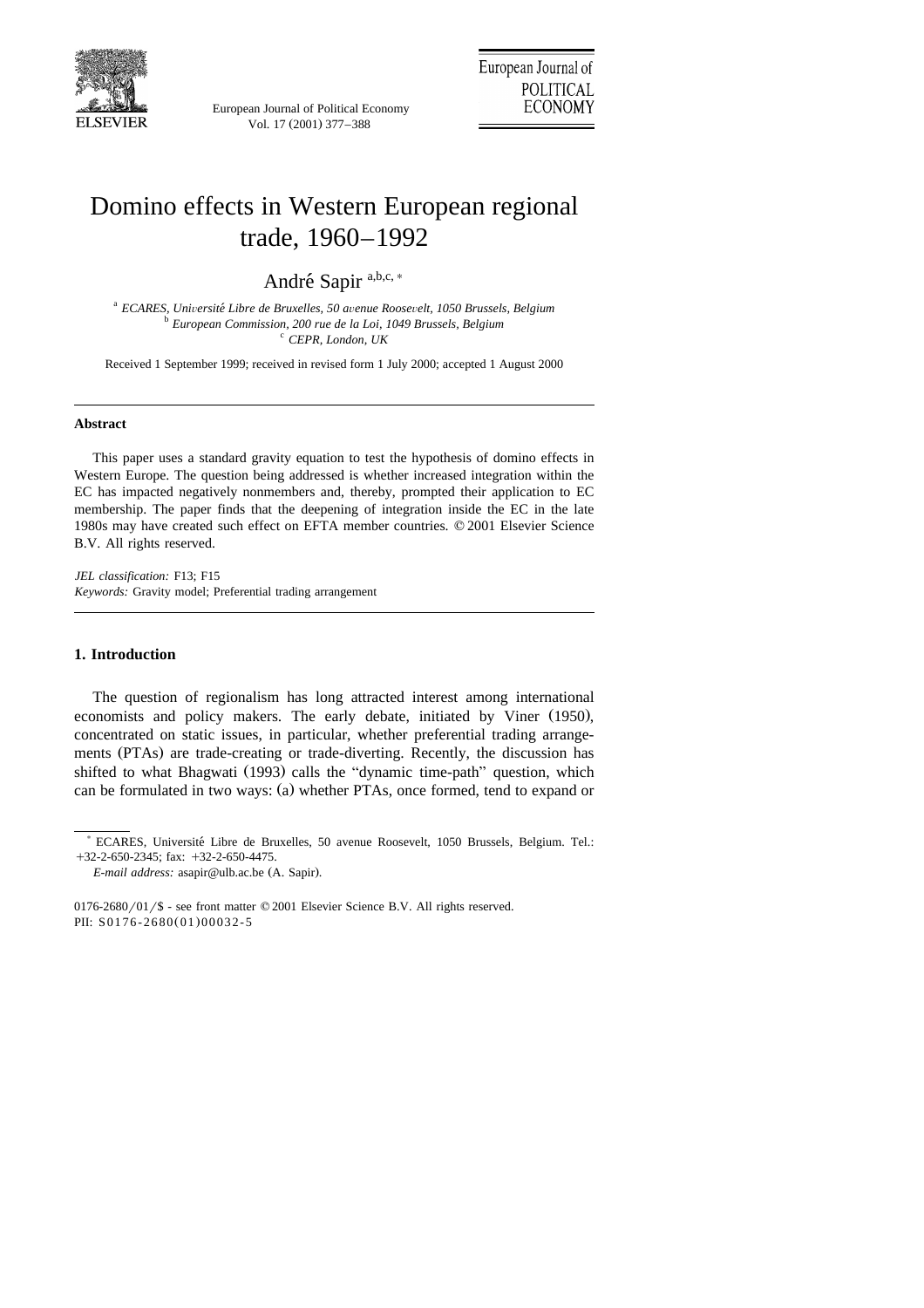# Domino effects in Western European regional trade, 1960–1992

André Sapir [a,b,c,*]

[a] *ECARES, Université Libre de Bruxelles, 50 avenue Roosevelt, 1050 Brussels, Belgium*
[b] *European Commission, 200 rue de la Loi, 1049 Brussels, Belgium*
[c] *CEPR, London, UK*

Received 1 September 1999; received in revised form 1 July 2000; accepted 1 August 2000

---

### Abstract

This paper uses a standard gravity equation to test the hypothesis of domino effects in Western Europe. The question being addressed is whether increased integration within the EC has impacted negatively nonmembers and, thereby, prompted their application to EC membership. The paper finds that the deepening of integration inside the EC in the late 1980s may have created such effect on EFTA member countries. © 2001 Elsevier Science B.V. All rights reserved.

*JEL classification:* F13; F15
*Keywords:* Gravity model; Preferential trading arrangement

---

## 1. Introduction

The question of regionalism has long attracted interest among international economists and policy makers. The early debate, initiated by Viner (1950), concentrated on static issues, in particular, whether preferential trading arrangements (PTAs) are trade-creating or trade-diverting. Recently, the discussion has shifted to what Bhagwati (1993) calls the "dynamic time-path" question, which can be formulated in two ways: (a) whether PTAs, once formed, tend to expand or

---

[*] ECARES, Université Libre de Bruxelles, 50 avenue Roosevelt, 1050 Brussels, Belgium. Tel.: +32-2-650-2345; fax: +32-2-650-4475.

*E-mail address:* asapir@ulb.ac.be (A. Sapir).

0176-2680/01/$ - see front matter © 2001 Elsevier Science B.V. All rights reserved.
PII: S0176-2680(01)00032-5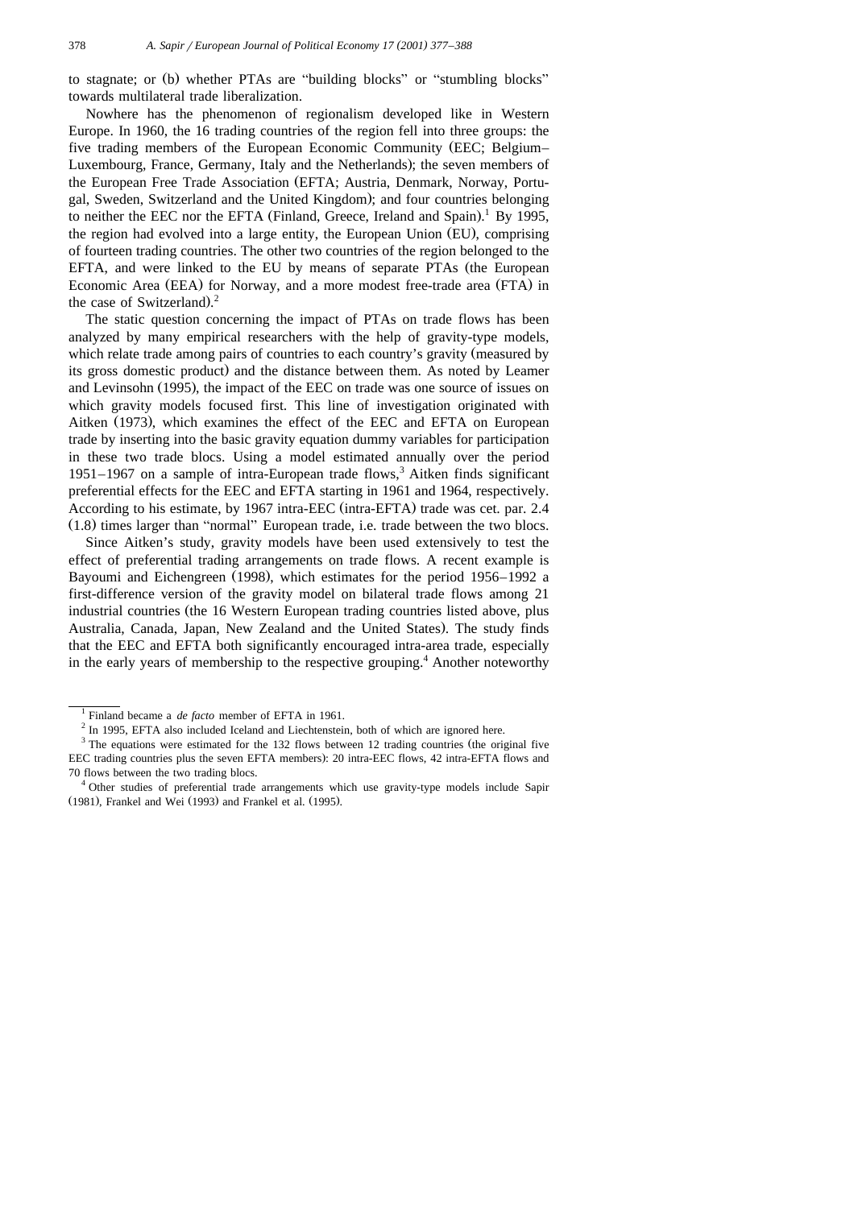to stagnate; or (b) whether PTAs are "building blocks" or "stumbling blocks" towards multilateral trade liberalization.

Nowhere has the phenomenon of regionalism developed like in Western Europe. In 1960, the 16 trading countries of the region fell into three groups: the five trading members of the European Economic Community (EEC; Belgium–Luxembourg, France, Germany, Italy and the Netherlands); the seven members of the European Free Trade Association (EFTA; Austria, Denmark, Norway, Portugal, Sweden, Switzerland and the United Kingdom); and four countries belonging to neither the EEC nor the EFTA (Finland, Greece, Ireland and Spain).[1] By 1995, the region had evolved into a large entity, the European Union (EU), comprising of fourteen trading countries. The other two countries of the region belonged to the EFTA, and were linked to the EU by means of separate PTAs (the European Economic Area (EEA) for Norway, and a more modest free-trade area (FTA) in the case of Switzerland).[2]

The static question concerning the impact of PTAs on trade flows has been analyzed by many empirical researchers with the help of gravity-type models, which relate trade among pairs of countries to each country's gravity (measured by its gross domestic product) and the distance between them. As noted by Leamer and Levinsohn (1995), the impact of the EEC on trade was one source of issues on which gravity models focused first. This line of investigation originated with Aitken (1973), which examines the effect of the EEC and EFTA on European trade by inserting into the basic gravity equation dummy variables for participation in these two trade blocs. Using a model estimated annually over the period 1951–1967 on a sample of intra-European trade flows,[3] Aitken finds significant preferential effects for the EEC and EFTA starting in 1961 and 1964, respectively. According to his estimate, by 1967 intra-EEC (intra-EFTA) trade was cet. par. 2.4 (1.8) times larger than "normal" European trade, i.e. trade between the two blocs.

Since Aitken's study, gravity models have been used extensively to test the effect of preferential trading arrangements on trade flows. A recent example is Bayoumi and Eichengreen (1998), which estimates for the period 1956–1992 a first-difference version of the gravity model on bilateral trade flows among 21 industrial countries (the 16 Western European trading countries listed above, plus Australia, Canada, Japan, New Zealand and the United States). The study finds that the EEC and EFTA both significantly encouraged intra-area trade, especially in the early years of membership to the respective grouping.[4] Another noteworthy

---

[1] Finland became a *de facto* member of EFTA in 1961.

[2] In 1995, EFTA also included Iceland and Liechtenstein, both of which are ignored here.

[3] The equations were estimated for the 132 flows between 12 trading countries (the original five EEC trading countries plus the seven EFTA members): 20 intra-EEC flows, 42 intra-EFTA flows and 70 flows between the two trading blocs.

[4] Other studies of preferential trade arrangements which use gravity-type models include Sapir (1981), Frankel and Wei (1993) and Frankel et al. (1995).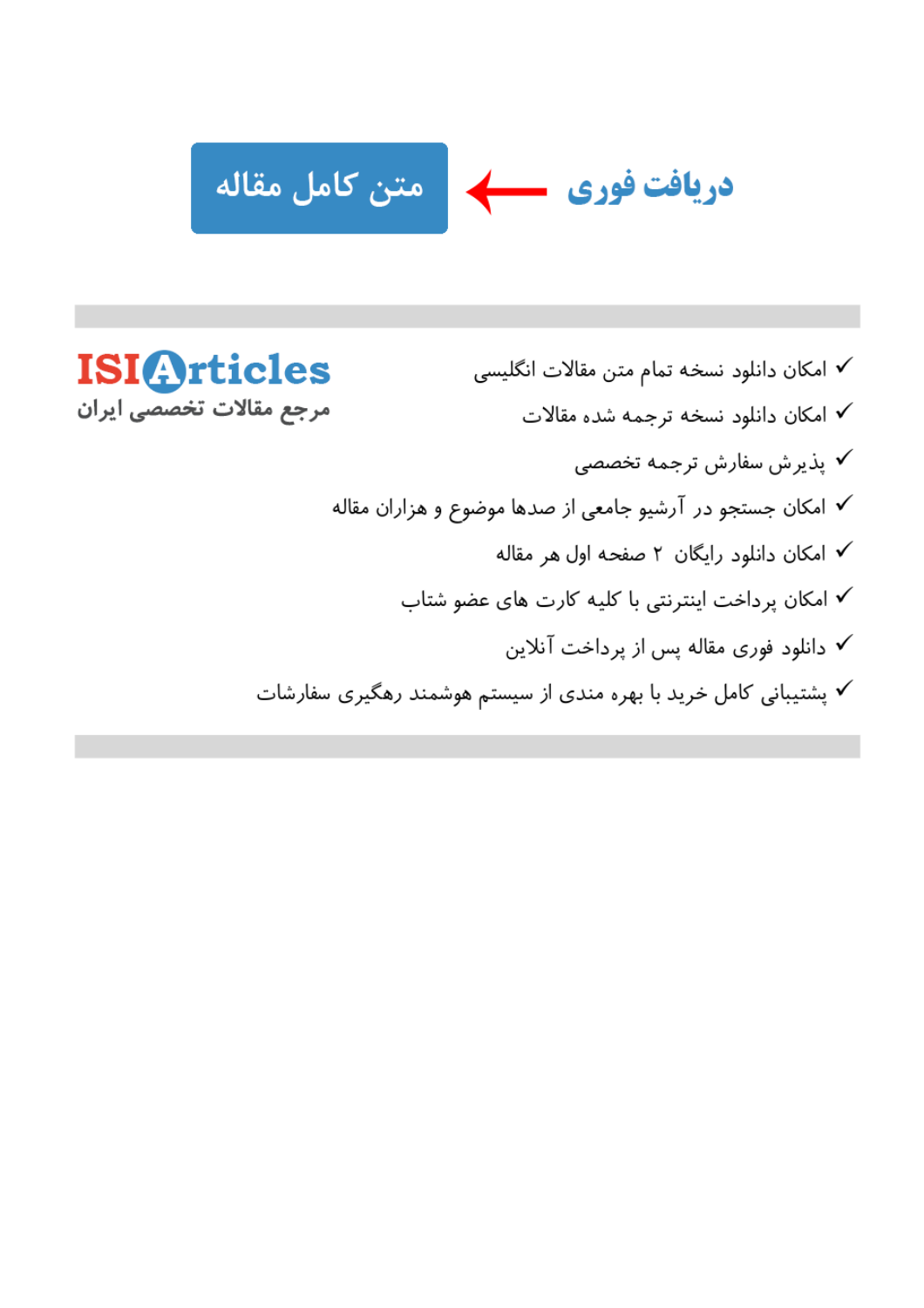دریافت فوری ← متن کامل مقاله

**ISIArticles**
مرجع مقالات تخصصی ایران

- ✓ امکان دانلود نسخه تمام متن مقالات انگلیسی
- ✓ امکان دانلود نسخه ترجمه شده مقالات
- ✓ پذیرش سفارش ترجمه تخصصی
- ✓ امکان جستجو در آرشیو جامعی از صدها موضوع و هزاران مقاله
- ✓ امکان دانلود رایگان ۲ صفحه اول هر مقاله
- ✓ امکان پرداخت اینترنتی با کلیه کارت های عضو شتاب
- ✓ دانلود فوری مقاله پس از پرداخت آنلاین
- ✓ پشتیبانی کامل خرید با بهره مندی از سیستم هوشمند رهگیری سفارشات